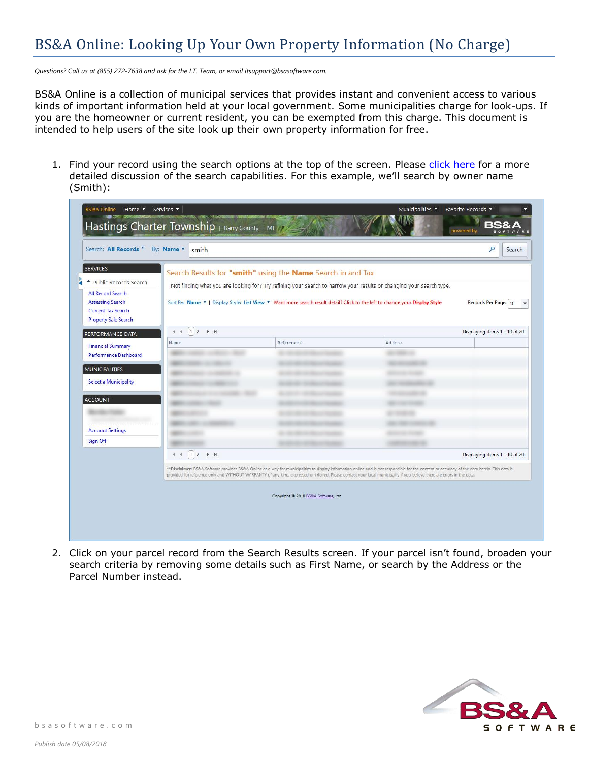# BS&A Online: Looking Up Your Own Property Information (No Charge)

*Questions? Call us at (855) 272-7638 and ask for the I.T. Team, or email itsupport@bsasoftware.com.*

BS&A Online is a collection of municipal services that provides instant and convenient access to various kinds of important information held at your local government. Some municipalities charge for look-ups. If you are the homeowner or current resident, you can be exempted from this charge. This document is intended to help users of the site look up their own property information for free.

1. Find your record using the search options at the top of the screen. Please click here for a more detailed discussion of the search capabilities. For this example, we'll search by owner name (Smith):

2. Click on your parcel record from the Search Results screen. If your parcel isn't found, broaden your search criteria by removing some details such as First Name, or search by the Address or the Parcel Number instead.

*Publish date 05/08/2018*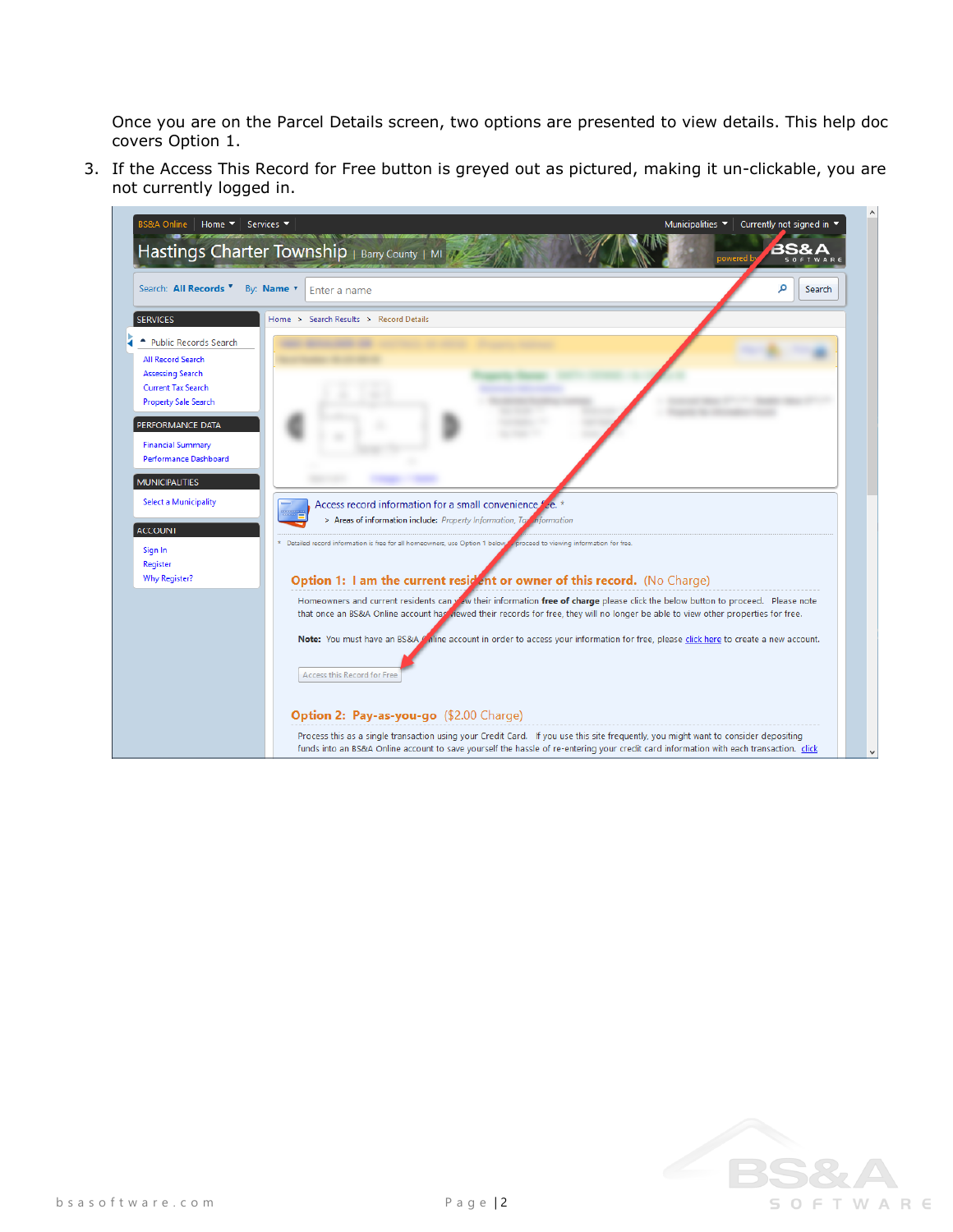Once you are on the Parcel Details screen, two options are presented to view details. This help doc covers Option 1.

3. If the Access This Record for Free button is greyed out as pictured, making it un-clickable, you are not currently logged in.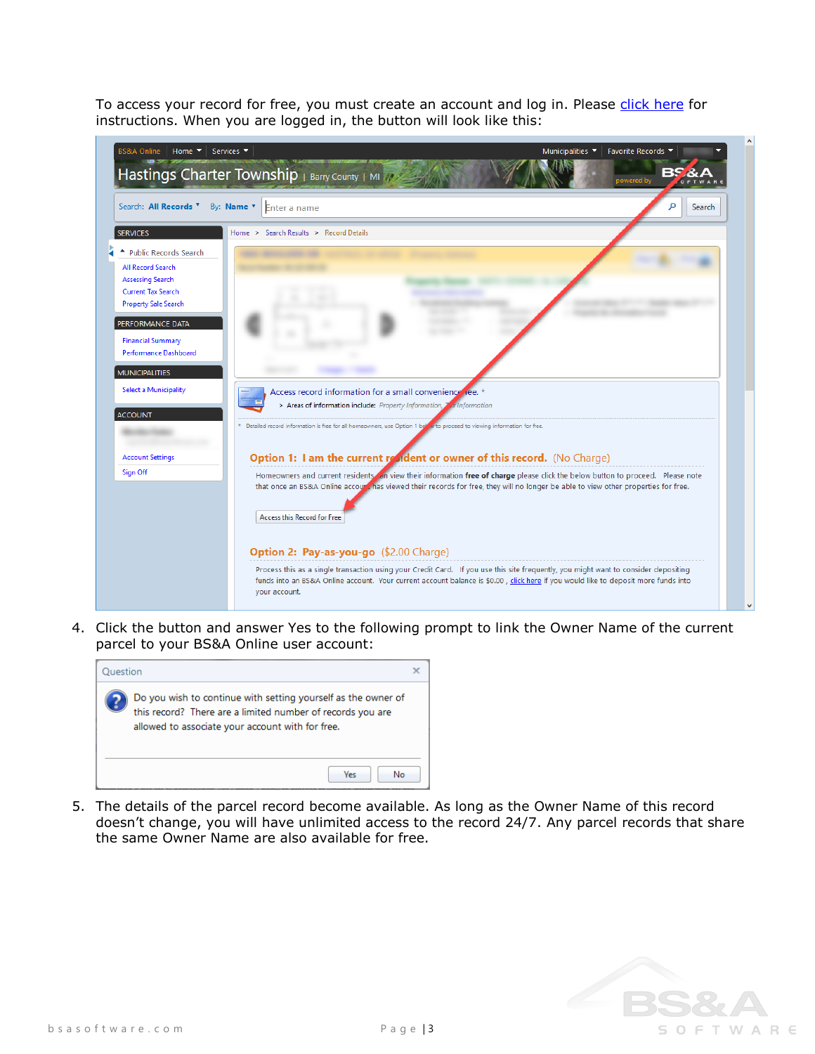To access your record for free, you must create an account and log in. Please click here for instructions. When you are logged in, the button will look like this:

4. Click the button and answer Yes to the following prompt to link the Owner Name of the current parcel to your BS&A Online user account:

5. The details of the parcel record become available. As long as the Owner Name of this record doesn't change, you will have unlimited access to the record 24/7. Any parcel records that share the same Owner Name are also available for free.